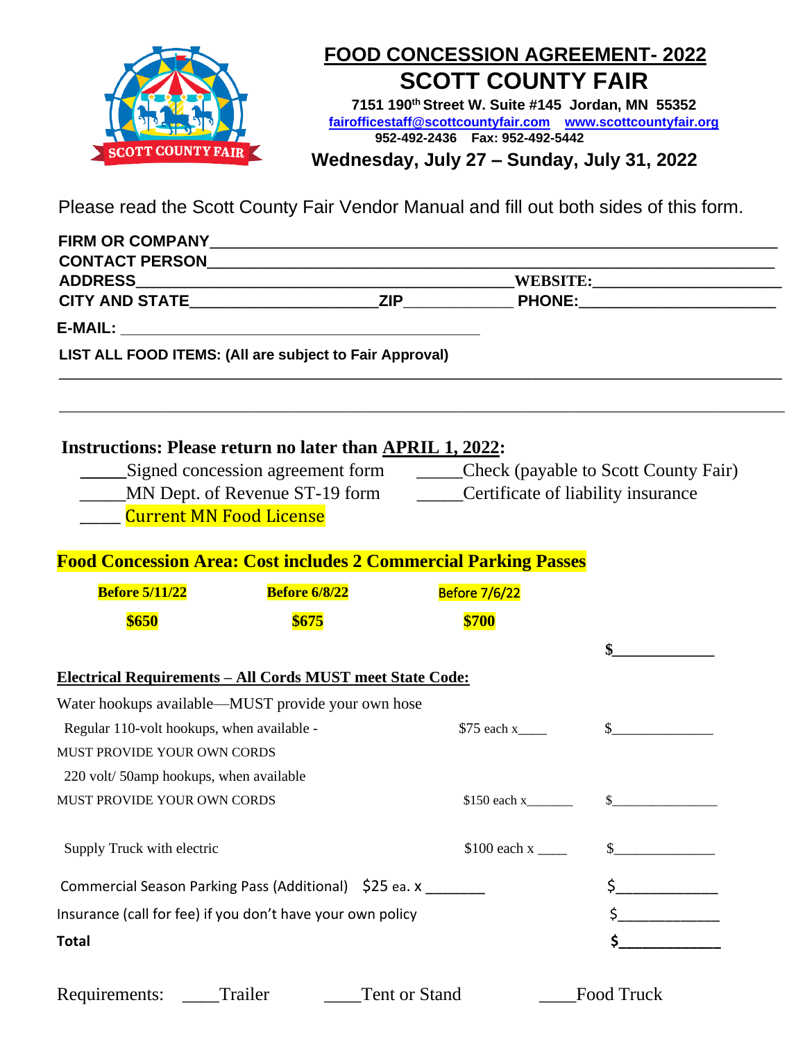# FOOD CONCESSION AGREEMENT- 2022

# SCOTT COUNTY FAIR

**7151 190th Street W. Suite #145 Jordan, MN 55352**

**fairofficestaff@scottcountyfair.com** **www.scottcountyfair.org**

**952-492-2436 Fax: 952-492-5442**

**Wednesday, July 27 – Sunday, July 31, 2022**

Please read the Scott County Fair Vendor Manual and fill out both sides of this form.

**FIRM OR COMPANY**_______________________________________________

**CONTACT PERSON**_______________________________________________

**ADDRESS**_______________________________ **WEBSITE:**____________________

**CITY AND STATE**____________________ **ZIP**____________ **PHONE:**____________________

**E-MAIL:** ________________________________________

**LIST ALL FOOD ITEMS: (All are subject to Fair Approval)**

_______________________________________________________________________________

_______________________________________________________________________________

**Instructions: Please return no later than APRIL 1, 2022:**

_____Signed concession agreement form    _____Check (payable to Scott County Fair)

_____MN Dept. of Revenue ST-19 form    _____Certificate of liability insurance

_____ Current MN Food License

**Food Concession Area: Cost includes 2 Commercial Parking Passes**

| Before 5/11/22 | Before 6/8/22 | Before 7/6/22 | |
|---|---|---|---|
| **$650** | **$675** | **$700** | |
| | | | $____________ |

**Electrical Requirements – All Cords MUST meet State Code:**

| | | |
|---|---|---|
| Water hookups available—MUST provide your own hose | | |
| Regular 110-volt hookups, when available - MUST PROVIDE YOUR OWN CORDS | $75 each x____ | $______________ |
| 220 volt/ 50amp hookups, when available MUST PROVIDE YOUR OWN CORDS | $150 each x_______ | $______________ |
| Supply Truck with electric | $100 each x ____ | $______________ |
| Commercial Season Parking Pass (Additional) | $25 ea. x _______ | $______________ |
| Insurance (call for fee) if you don't have your own policy | | $______________ |
| **Total** | | **$______________** |

Requirements: ____Trailer ____Tent or Stand ____Food Truck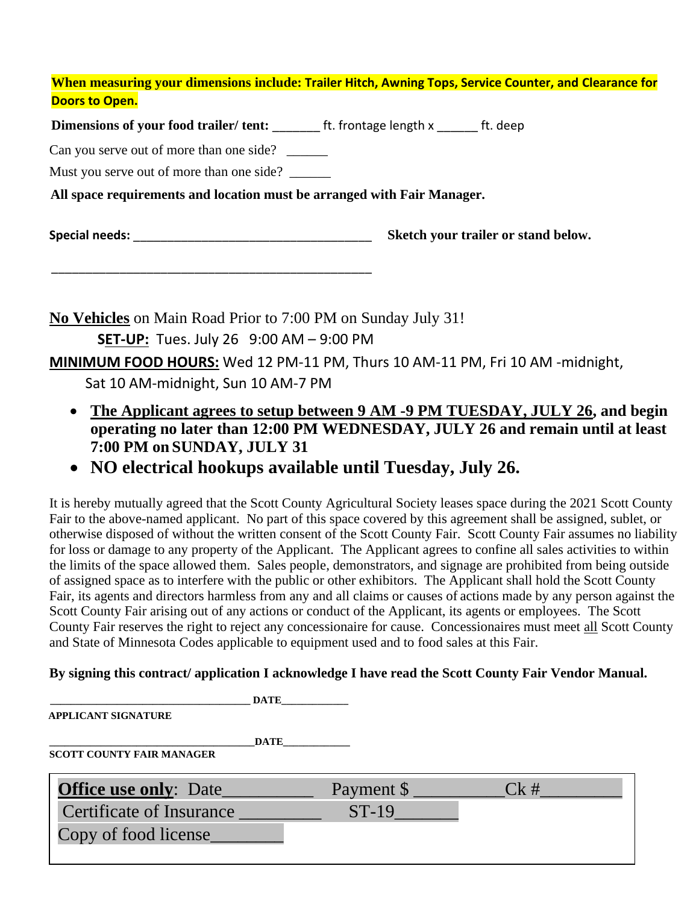**When measuring your dimensions include: Trailer Hitch, Awning Tops, Service Counter, and Clearance for Doors to Open.**

**Dimensions of your food trailer/ tent:** _______ ft. frontage length x ______ ft. deep

Can you serve out of more than one side? ______

Must you serve out of more than one side? ______

**All space requirements and location must be arranged with Fair Manager.**

**Special needs:** ____________________________________ **Sketch your trailer or stand below.**

_________________________________________________

**No Vehicles** on Main Road Prior to 7:00 PM on Sunday July 31!

**SET-UP:** Tues. July 26 9:00 AM – 9:00 PM

**MINIMUM FOOD HOURS:** Wed 12 PM-11 PM, Thurs 10 AM-11 PM, Fri 10 AM -midnight, Sat 10 AM-midnight, Sun 10 AM-7 PM

- **The Applicant agrees to setup between 9 AM -9 PM TUESDAY, JULY 26, and begin operating no later than 12:00 PM WEDNESDAY, JULY 26 and remain until at least 7:00 PM on SUNDAY, JULY 31**
- **NO electrical hookups available until Tuesday, July 26.**

It is hereby mutually agreed that the Scott County Agricultural Society leases space during the 2021 Scott County Fair to the above-named applicant. No part of this space covered by this agreement shall be assigned, sublet, or otherwise disposed of without the written consent of the Scott County Fair. Scott County Fair assumes no liability for loss or damage to any property of the Applicant. The Applicant agrees to confine all sales activities to within the limits of the space allowed them. Sales people, demonstrators, and signage are prohibited from being outside of assigned space as to interfere with the public or other exhibitors. The Applicant shall hold the Scott County Fair, its agents and directors harmless from any and all claims or causes of actions made by any person against the Scott County Fair arising out of any actions or conduct of the Applicant, its agents or employees. The Scott County Fair reserves the right to reject any concessionaire for cause. Concessionaires must meet all Scott County and State of Minnesota Codes applicable to equipment used and to food sales at this Fair.

**By signing this contract/ application I acknowledge I have read the Scott County Fair Vendor Manual.**

___________________________________ **DATE**____________

**APPLICANT SIGNATURE**

___________________________________ **DATE**____________

**SCOTT COUNTY FAIR MANAGER**

**Office use only**: Date__________ Payment $ __________ Ck #_________

Certificate of Insurance _________ ST-19_______

Copy of food license________